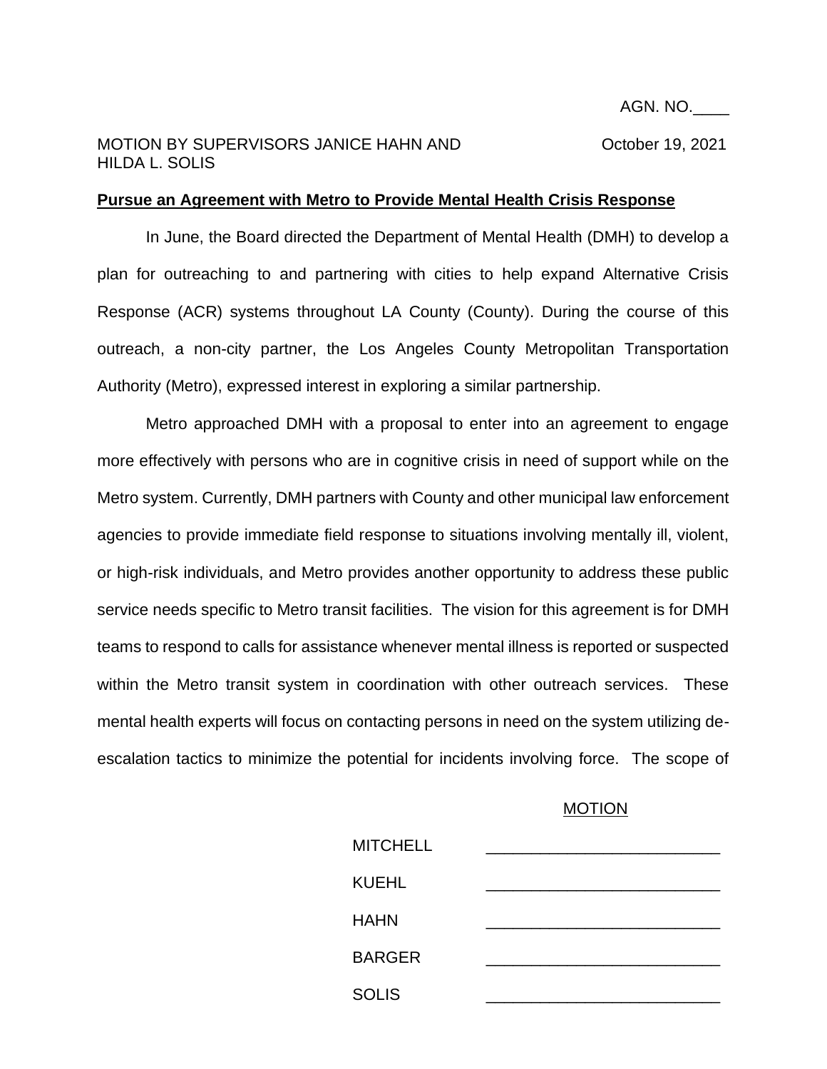AGN. NO.____

MOTION BY SUPERVISORS JANICE HAHN AND HILDA L. SOLIS

October 19, 2021

**Pursue an Agreement with Metro to Provide Mental Health Crisis Response**

In June, the Board directed the Department of Mental Health (DMH) to develop a plan for outreaching to and partnering with cities to help expand Alternative Crisis Response (ACR) systems throughout LA County (County). During the course of this outreach, a non-city partner, the Los Angeles County Metropolitan Transportation Authority (Metro), expressed interest in exploring a similar partnership.

Metro approached DMH with a proposal to enter into an agreement to engage more effectively with persons who are in cognitive crisis in need of support while on the Metro system. Currently, DMH partners with County and other municipal law enforcement agencies to provide immediate field response to situations involving mentally ill, violent, or high-risk individuals, and Metro provides another opportunity to address these public service needs specific to Metro transit facilities. The vision for this agreement is for DMH teams to respond to calls for assistance whenever mental illness is reported or suspected within the Metro transit system in coordination with other outreach services. These mental health experts will focus on contacting persons in need on the system utilizing de-escalation tactics to minimize the potential for incidents involving force. The scope of

MOTION

| | |
|---|---|
| MITCHELL | _______________ |
| KUEHL | _______________ |
| HAHN | _______________ |
| BARGER | _______________ |
| SOLIS | _______________ |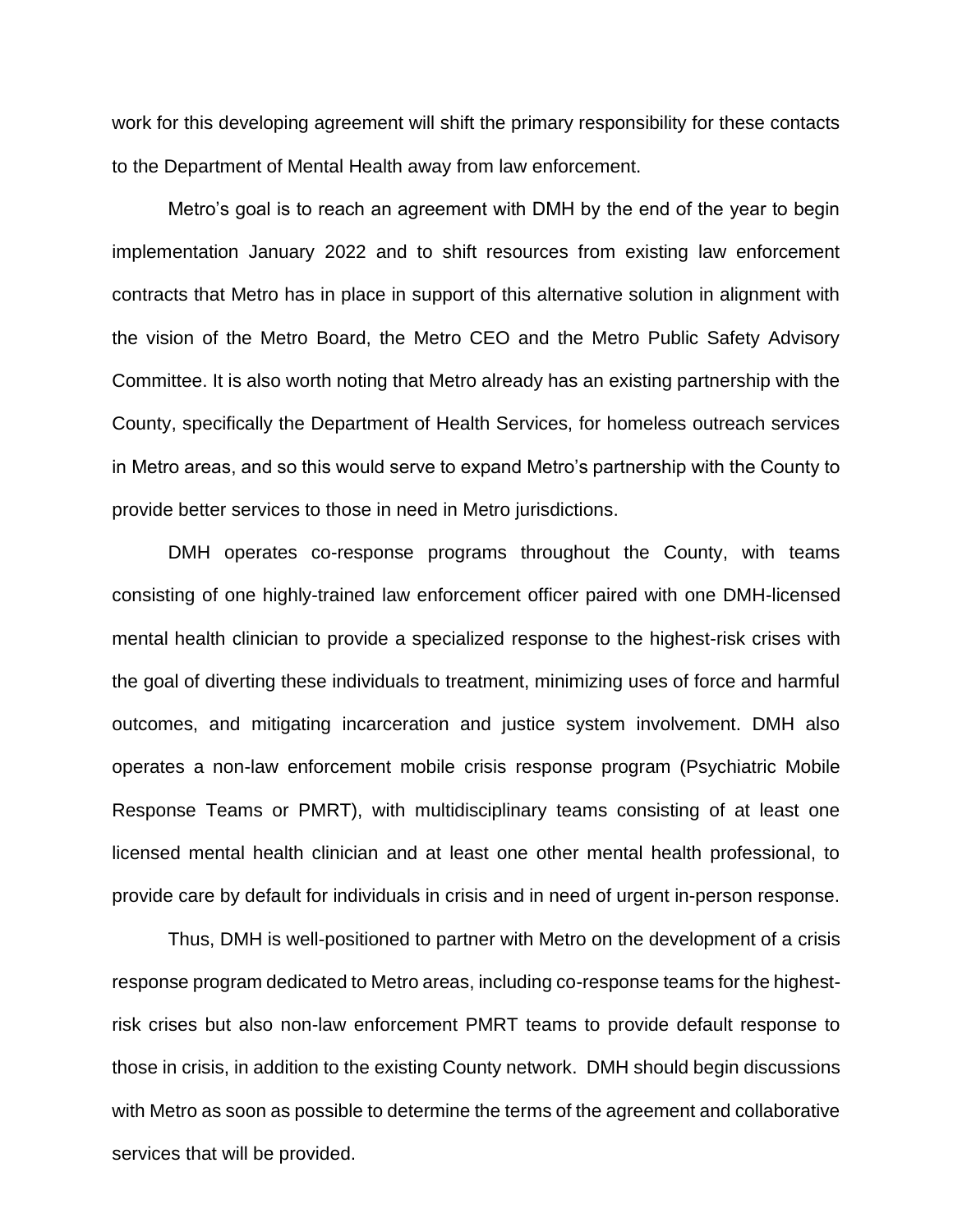work for this developing agreement will shift the primary responsibility for these contacts to the Department of Mental Health away from law enforcement.

Metro's goal is to reach an agreement with DMH by the end of the year to begin implementation January 2022 and to shift resources from existing law enforcement contracts that Metro has in place in support of this alternative solution in alignment with the vision of the Metro Board, the Metro CEO and the Metro Public Safety Advisory Committee. It is also worth noting that Metro already has an existing partnership with the County, specifically the Department of Health Services, for homeless outreach services in Metro areas, and so this would serve to expand Metro's partnership with the County to provide better services to those in need in Metro jurisdictions.

DMH operates co-response programs throughout the County, with teams consisting of one highly-trained law enforcement officer paired with one DMH-licensed mental health clinician to provide a specialized response to the highest-risk crises with the goal of diverting these individuals to treatment, minimizing uses of force and harmful outcomes, and mitigating incarceration and justice system involvement. DMH also operates a non-law enforcement mobile crisis response program (Psychiatric Mobile Response Teams or PMRT), with multidisciplinary teams consisting of at least one licensed mental health clinician and at least one other mental health professional, to provide care by default for individuals in crisis and in need of urgent in-person response.

Thus, DMH is well-positioned to partner with Metro on the development of a crisis response program dedicated to Metro areas, including co-response teams for the highest-risk crises but also non-law enforcement PMRT teams to provide default response to those in crisis, in addition to the existing County network. DMH should begin discussions with Metro as soon as possible to determine the terms of the agreement and collaborative services that will be provided.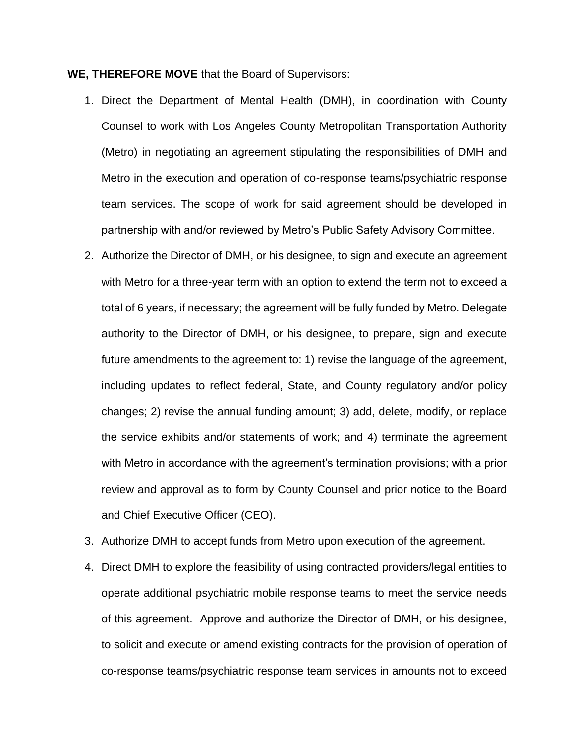**WE, THEREFORE MOVE** that the Board of Supervisors:

1. Direct the Department of Mental Health (DMH), in coordination with County Counsel to work with Los Angeles County Metropolitan Transportation Authority (Metro) in negotiating an agreement stipulating the responsibilities of DMH and Metro in the execution and operation of co-response teams/psychiatric response team services. The scope of work for said agreement should be developed in partnership with and/or reviewed by Metro's Public Safety Advisory Committee.
2. Authorize the Director of DMH, or his designee, to sign and execute an agreement with Metro for a three-year term with an option to extend the term not to exceed a total of 6 years, if necessary; the agreement will be fully funded by Metro. Delegate authority to the Director of DMH, or his designee, to prepare, sign and execute future amendments to the agreement to: 1) revise the language of the agreement, including updates to reflect federal, State, and County regulatory and/or policy changes; 2) revise the annual funding amount; 3) add, delete, modify, or replace the service exhibits and/or statements of work; and 4) terminate the agreement with Metro in accordance with the agreement's termination provisions; with a prior review and approval as to form by County Counsel and prior notice to the Board and Chief Executive Officer (CEO).
3. Authorize DMH to accept funds from Metro upon execution of the agreement.
4. Direct DMH to explore the feasibility of using contracted providers/legal entities to operate additional psychiatric mobile response teams to meet the service needs of this agreement. Approve and authorize the Director of DMH, or his designee, to solicit and execute or amend existing contracts for the provision of operation of co-response teams/psychiatric response team services in amounts not to exceed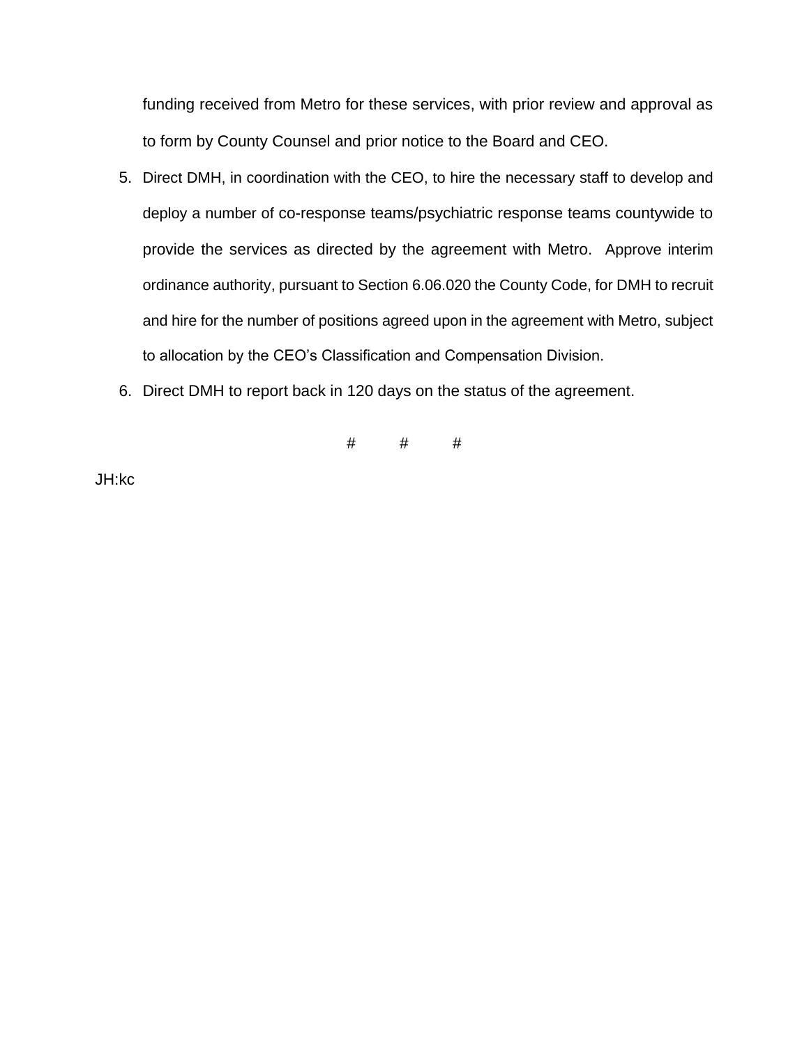funding received from Metro for these services, with prior review and approval as to form by County Counsel and prior notice to the Board and CEO.

5. Direct DMH, in coordination with the CEO, to hire the necessary staff to develop and deploy a number of co-response teams/psychiatric response teams countywide to provide the services as directed by the agreement with Metro. Approve interim ordinance authority, pursuant to Section 6.06.020 the County Code, for DMH to recruit and hire for the number of positions agreed upon in the agreement with Metro, subject to allocation by the CEO's Classification and Compensation Division.
6. Direct DMH to report back in 120 days on the status of the agreement.

# # #

JH:kc